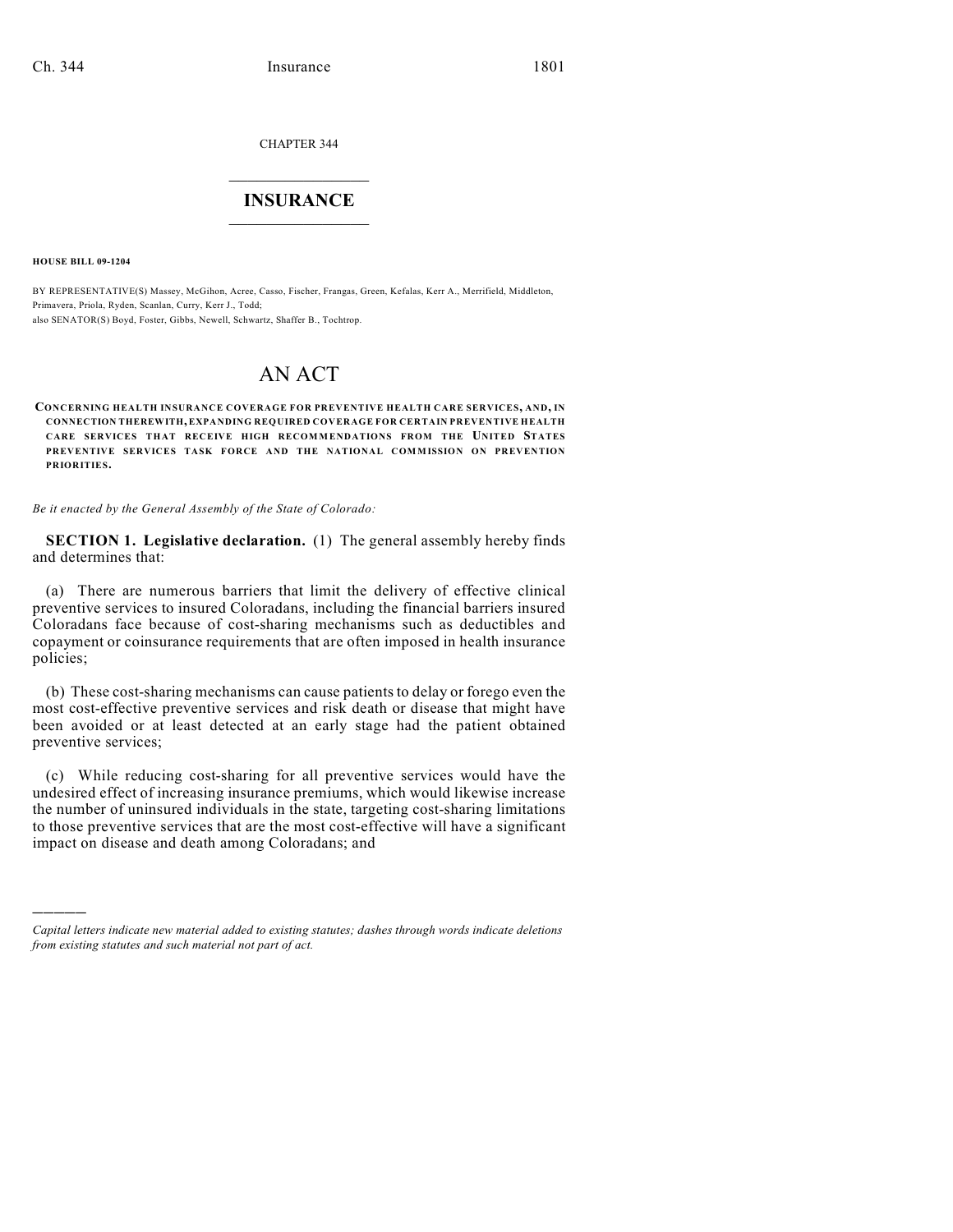CHAPTER 344

# INSURANCE

**HOUSE BILL 09-1204**

BY REPRESENTATIVE(S) Massey, McGihon, Acree, Casso, Fischer, Frangas, Green, Kefalas, Kerr A., Merrifield, Middleton, Primavera, Priola, Ryden, Scanlan, Curry, Kerr J., Todd;
also SENATOR(S) Boyd, Foster, Gibbs, Newell, Schwartz, Shaffer B., Tochtrop.

# AN ACT

**CONCERNING HEALTH INSURANCE COVERAGE FOR PREVENTIVE HEALTH CARE SERVICES, AND, IN CONNECTION THEREWITH, EXPANDING REQUIRED COVERAGE FOR CERTAIN PREVENTIVE HEALTH CARE SERVICES THAT RECEIVE HIGH RECOMMENDATIONS FROM THE UNITED STATES PREVENTIVE SERVICES TASK FORCE AND THE NATIONAL COMMISSION ON PREVENTION PRIORITIES.**

*Be it enacted by the General Assembly of the State of Colorado:*

**SECTION 1. Legislative declaration.** (1) The general assembly hereby finds and determines that:

(a) There are numerous barriers that limit the delivery of effective clinical preventive services to insured Coloradans, including the financial barriers insured Coloradans face because of cost-sharing mechanisms such as deductibles and copayment or coinsurance requirements that are often imposed in health insurance policies;

(b) These cost-sharing mechanisms can cause patients to delay or forego even the most cost-effective preventive services and risk death or disease that might have been avoided or at least detected at an early stage had the patient obtained preventive services;

(c) While reducing cost-sharing for all preventive services would have the undesired effect of increasing insurance premiums, which would likewise increase the number of uninsured individuals in the state, targeting cost-sharing limitations to those preventive services that are the most cost-effective will have a significant impact on disease and death among Coloradans; and

*Capital letters indicate new material added to existing statutes; dashes through words indicate deletions from existing statutes and such material not part of act.*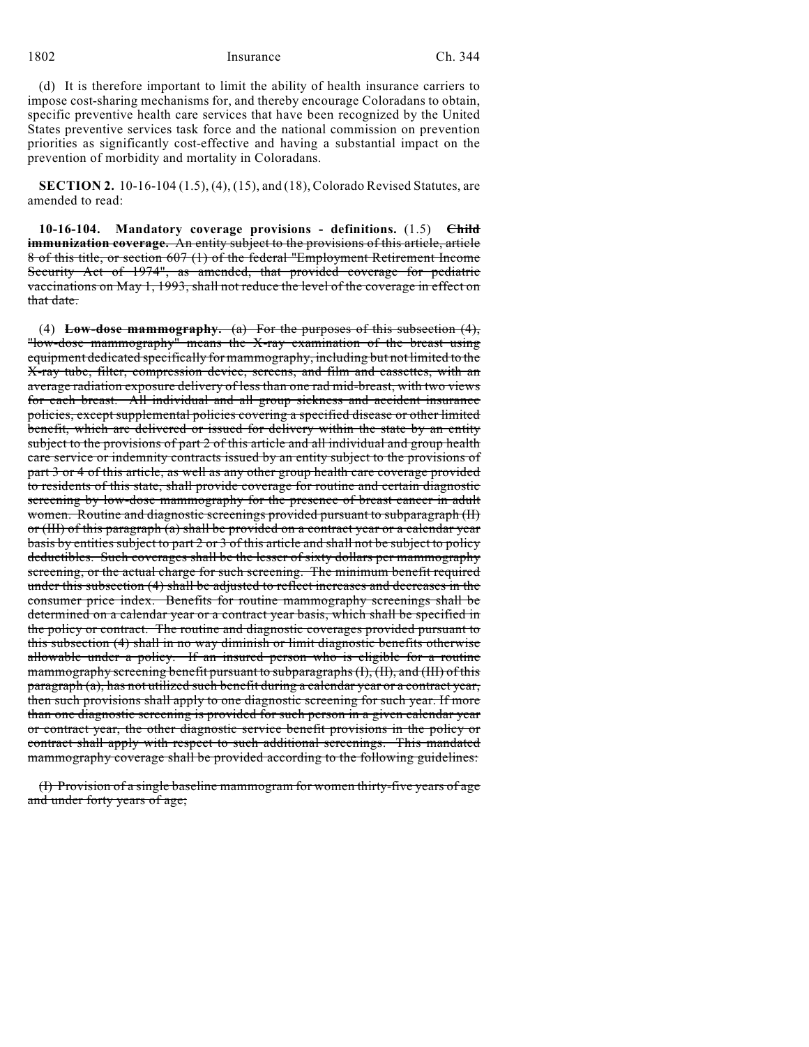(d) It is therefore important to limit the ability of health insurance carriers to impose cost-sharing mechanisms for, and thereby encourage Coloradans to obtain, specific preventive health care services that have been recognized by the United States preventive services task force and the national commission on prevention priorities as significantly cost-effective and having a substantial impact on the prevention of morbidity and mortality in Coloradans.

**SECTION 2.** 10-16-104 (1.5), (4), (15), and (18), Colorado Revised Statutes, are amended to read:

**10-16-104. Mandatory coverage provisions - definitions.** (1.5) ~~**Child immunization coverage.** An entity subject to the provisions of this article, article 8 of this title, or section 607 (1) of the federal "Employment Retirement Income Security Act of 1974", as amended, that provided coverage for pediatric vaccinations on May 1, 1993, shall not reduce the level of the coverage in effect on that date.~~

(4) ~~**Low-dose mammography.** (a) For the purposes of this subsection (4), "low-dose mammography" means the X-ray examination of the breast using equipment dedicated specifically for mammography, including but not limited to the X-ray tube, filter, compression device, screens, and film and cassettes, with an average radiation exposure delivery of less than one rad mid-breast, with two views for each breast. All individual and all group sickness and accident insurance policies, except supplemental policies covering a specified disease or other limited benefit, which are delivered or issued for delivery within the state by an entity subject to the provisions of part 2 of this article and all individual and group health care service or indemnity contracts issued by an entity subject to the provisions of part 3 or 4 of this article, as well as any other group health care coverage provided to residents of this state, shall provide coverage for routine and certain diagnostic screening by low-dose mammography for the presence of breast cancer in adult women. Routine and diagnostic screenings provided pursuant to subparagraph (II) or (III) of this paragraph (a) shall be provided on a contract year or a calendar year basis by entities subject to part 2 or 3 of this article and shall not be subject to policy deductibles. Such coverages shall be the lesser of sixty dollars per mammography screening, or the actual charge for such screening. The minimum benefit required under this subsection (4) shall be adjusted to reflect increases and decreases in the consumer price index. Benefits for routine mammography screenings shall be determined on a calendar year or a contract year basis, which shall be specified in the policy or contract. The routine and diagnostic coverages provided pursuant to this subsection (4) shall in no way diminish or limit diagnostic benefits otherwise allowable under a policy. If an insured person who is eligible for a routine mammography screening benefit pursuant to subparagraphs (I), (II), and (III) of this paragraph (a), has not utilized such benefit during a calendar year or a contract year, then such provisions shall apply to one diagnostic screening for such year. If more than one diagnostic screening is provided for such person in a given calendar year or contract year, the other diagnostic service benefit provisions in the policy or contract shall apply with respect to such additional screenings. This mandated mammography coverage shall be provided according to the following guidelines:~~

~~(I) Provision of a single baseline mammogram for women thirty-five years of age and under forty years of age;~~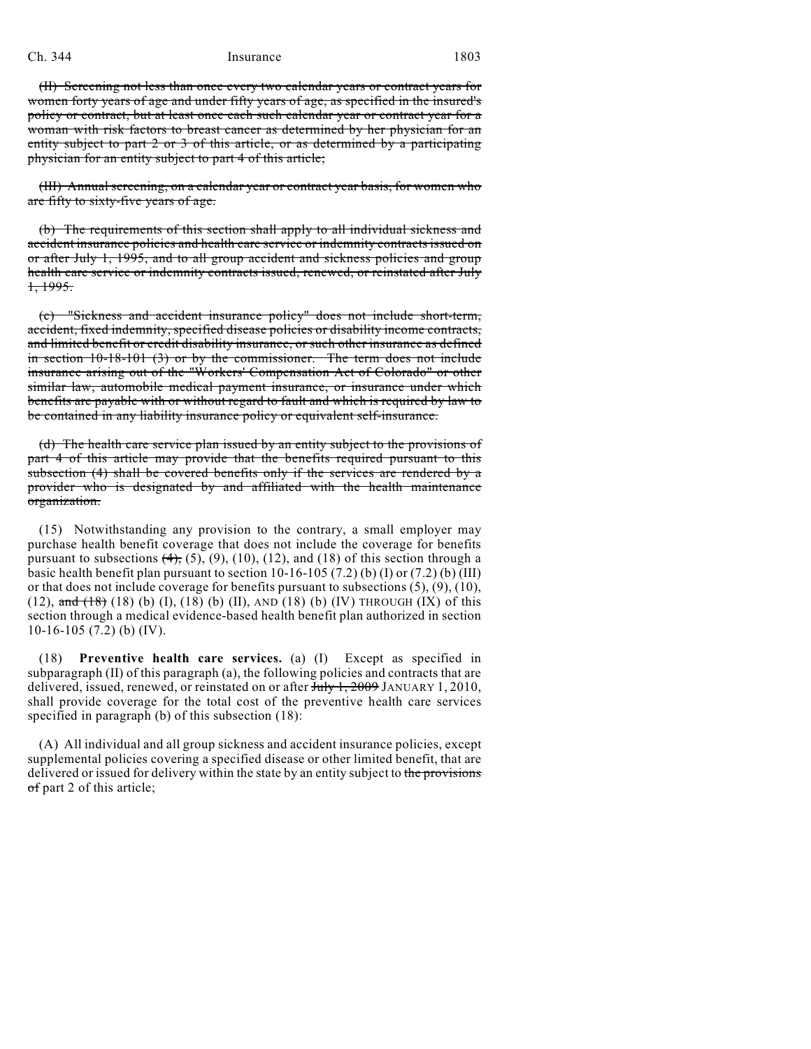~~(II) Screening not less than once every two calendar years or contract years for women forty years of age and under fifty years of age, as specified in the insured's policy or contract, but at least once each such calendar year or contract year for a woman with risk factors to breast cancer as determined by her physician for an entity subject to part 2 or 3 of this article, or as determined by a participating physician for an entity subject to part 4 of this article;~~

~~(III) Annual screening, on a calendar year or contract year basis, for women who are fifty to sixty-five years of age.~~

~~(b) The requirements of this section shall apply to all individual sickness and accident insurance policies and health care service or indemnity contracts issued on or after July 1, 1995, and to all group accident and sickness policies and group health care service or indemnity contracts issued, renewed, or reinstated after July 1, 1995.~~

~~(c) "Sickness and accident insurance policy" does not include short-term, accident, fixed indemnity, specified disease policies or disability income contracts, and limited benefit or credit disability insurance, or such other insurance as defined in section 10-18-101 (3) or by the commissioner. The term does not include insurance arising out of the "Workers' Compensation Act of Colorado" or other similar law, automobile medical payment insurance, or insurance under which benefits are payable with or without regard to fault and which is required by law to be contained in any liability insurance policy or equivalent self-insurance.~~

~~(d) The health care service plan issued by an entity subject to the provisions of part 4 of this article may provide that the benefits required pursuant to this subsection (4) shall be covered benefits only if the services are rendered by a provider who is designated by and affiliated with the health maintenance organization.~~

(15) Notwithstanding any provision to the contrary, a small employer may purchase health benefit coverage that does not include the coverage for benefits pursuant to subsections ~~(4),~~ (5), (9), (10), (12), and (18) of this section through a basic health benefit plan pursuant to section 10-16-105 (7.2) (b) (I) or (7.2) (b) (III) or that does not include coverage for benefits pursuant to subsections (5), (9), (10), (12), ~~and (18)~~ (18) (b) (I), (18) (b) (II), AND (18) (b) (IV) THROUGH (IX) of this section through a medical evidence-based health benefit plan authorized in section 10-16-105 (7.2) (b) (IV).

(18) **Preventive health care services.** (a) (I) Except as specified in subparagraph (II) of this paragraph (a), the following policies and contracts that are delivered, issued, renewed, or reinstated on or after ~~July 1, 2009~~ JANUARY 1, 2010, shall provide coverage for the total cost of the preventive health care services specified in paragraph (b) of this subsection (18):

(A) All individual and all group sickness and accident insurance policies, except supplemental policies covering a specified disease or other limited benefit, that are delivered or issued for delivery within the state by an entity subject to ~~the provisions of~~ part 2 of this article;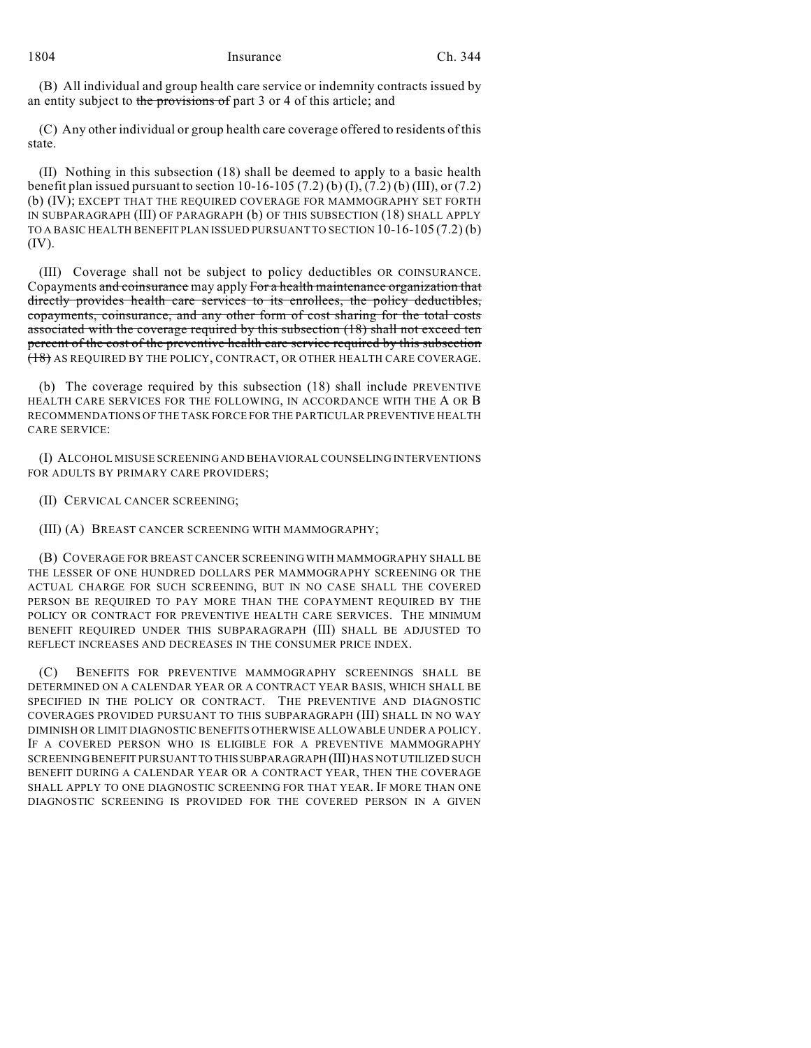(B) All individual and group health care service or indemnity contracts issued by an entity subject to ~~the provisions of~~ part 3 or 4 of this article; and

(C) Any other individual or group health care coverage offered to residents of this state.

(II) Nothing in this subsection (18) shall be deemed to apply to a basic health benefit plan issued pursuant to section 10-16-105 (7.2) (b) (I), (7.2) (b) (III), or (7.2) (b) (IV); EXCEPT THAT THE REQUIRED COVERAGE FOR MAMMOGRAPHY SET FORTH IN SUBPARAGRAPH (III) OF PARAGRAPH (b) OF THIS SUBSECTION (18) SHALL APPLY TO A BASIC HEALTH BENEFIT PLAN ISSUED PURSUANT TO SECTION 10-16-105 (7.2) (b) (IV).

(III) Coverage shall not be subject to policy deductibles OR COINSURANCE. Copayments ~~and coinsurance~~ may apply ~~For a health maintenance organization that directly provides health care services to its enrollees, the policy deductibles, copayments, coinsurance, and any other form of cost sharing for the total costs associated with the coverage required by this subsection (18) shall not exceed ten percent of the cost of the preventive health care service required by this subsection (18)~~ AS REQUIRED BY THE POLICY, CONTRACT, OR OTHER HEALTH CARE COVERAGE.

(b) The coverage required by this subsection (18) shall include PREVENTIVE HEALTH CARE SERVICES FOR THE FOLLOWING, IN ACCORDANCE WITH THE A OR B RECOMMENDATIONS OF THE TASK FORCE FOR THE PARTICULAR PREVENTIVE HEALTH CARE SERVICE:

(I) ALCOHOL MISUSE SCREENING AND BEHAVIORAL COUNSELING INTERVENTIONS FOR ADULTS BY PRIMARY CARE PROVIDERS;

(II) CERVICAL CANCER SCREENING;

(III) (A) BREAST CANCER SCREENING WITH MAMMOGRAPHY;

(B) COVERAGE FOR BREAST CANCER SCREENING WITH MAMMOGRAPHY SHALL BE THE LESSER OF ONE HUNDRED DOLLARS PER MAMMOGRAPHY SCREENING OR THE ACTUAL CHARGE FOR SUCH SCREENING, BUT IN NO CASE SHALL THE COVERED PERSON BE REQUIRED TO PAY MORE THAN THE COPAYMENT REQUIRED BY THE POLICY OR CONTRACT FOR PREVENTIVE HEALTH CARE SERVICES. THE MINIMUM BENEFIT REQUIRED UNDER THIS SUBPARAGRAPH (III) SHALL BE ADJUSTED TO REFLECT INCREASES AND DECREASES IN THE CONSUMER PRICE INDEX.

(C) BENEFITS FOR PREVENTIVE MAMMOGRAPHY SCREENINGS SHALL BE DETERMINED ON A CALENDAR YEAR OR A CONTRACT YEAR BASIS, WHICH SHALL BE SPECIFIED IN THE POLICY OR CONTRACT. THE PREVENTIVE AND DIAGNOSTIC COVERAGES PROVIDED PURSUANT TO THIS SUBPARAGRAPH (III) SHALL IN NO WAY DIMINISH OR LIMIT DIAGNOSTIC BENEFITS OTHERWISE ALLOWABLE UNDER A POLICY. IF A COVERED PERSON WHO IS ELIGIBLE FOR A PREVENTIVE MAMMOGRAPHY SCREENING BENEFIT PURSUANT TO THIS SUBPARAGRAPH (III) HAS NOT UTILIZED SUCH BENEFIT DURING A CALENDAR YEAR OR A CONTRACT YEAR, THEN THE COVERAGE SHALL APPLY TO ONE DIAGNOSTIC SCREENING FOR THAT YEAR. IF MORE THAN ONE DIAGNOSTIC SCREENING IS PROVIDED FOR THE COVERED PERSON IN A GIVEN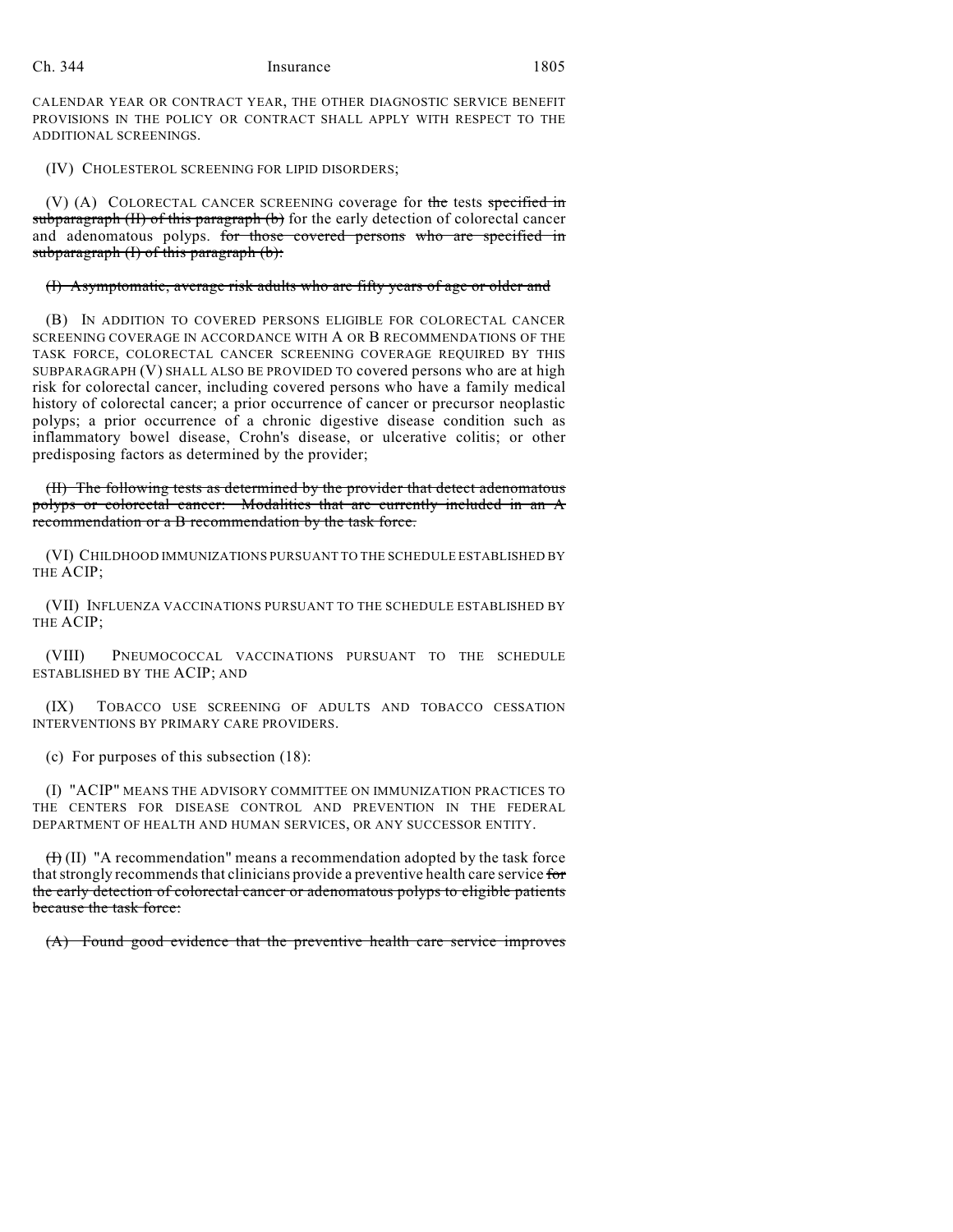CALENDAR YEAR OR CONTRACT YEAR, THE OTHER DIAGNOSTIC SERVICE BENEFIT PROVISIONS IN THE POLICY OR CONTRACT SHALL APPLY WITH RESPECT TO THE ADDITIONAL SCREENINGS.

(IV) CHOLESTEROL SCREENING FOR LIPID DISORDERS;

(V) (A) COLORECTAL CANCER SCREENING coverage for ~~the~~ tests ~~specified in subparagraph (II) of this paragraph (b)~~ for the early detection of colorectal cancer and adenomatous polyps. ~~for those covered persons who are specified in subparagraph (I) of this paragraph (b):~~

~~(I) Asymptomatic, average risk adults who are fifty years of age or older and~~

(B) IN ADDITION TO COVERED PERSONS ELIGIBLE FOR COLORECTAL CANCER SCREENING COVERAGE IN ACCORDANCE WITH A OR B RECOMMENDATIONS OF THE TASK FORCE, COLORECTAL CANCER SCREENING COVERAGE REQUIRED BY THIS SUBPARAGRAPH (V) SHALL ALSO BE PROVIDED TO covered persons who are at high risk for colorectal cancer, including covered persons who have a family medical history of colorectal cancer; a prior occurrence of cancer or precursor neoplastic polyps; a prior occurrence of a chronic digestive disease condition such as inflammatory bowel disease, Crohn's disease, or ulcerative colitis; or other predisposing factors as determined by the provider;

~~(II) The following tests as determined by the provider that detect adenomatous polyps or colorectal cancer: Modalities that are currently included in an A recommendation or a B recommendation by the task force.~~

(VI) CHILDHOOD IMMUNIZATIONS PURSUANT TO THE SCHEDULE ESTABLISHED BY THE ACIP;

(VII) INFLUENZA VACCINATIONS PURSUANT TO THE SCHEDULE ESTABLISHED BY THE ACIP;

(VIII) PNEUMOCOCCAL VACCINATIONS PURSUANT TO THE SCHEDULE ESTABLISHED BY THE ACIP; AND

(IX) TOBACCO USE SCREENING OF ADULTS AND TOBACCO CESSATION INTERVENTIONS BY PRIMARY CARE PROVIDERS.

(c) For purposes of this subsection (18):

(I) "ACIP" MEANS THE ADVISORY COMMITTEE ON IMMUNIZATION PRACTICES TO THE CENTERS FOR DISEASE CONTROL AND PREVENTION IN THE FEDERAL DEPARTMENT OF HEALTH AND HUMAN SERVICES, OR ANY SUCCESSOR ENTITY.

~~(I)~~ (II) "A recommendation" means a recommendation adopted by the task force that strongly recommends that clinicians provide a preventive health care service ~~for the early detection of colorectal cancer or adenomatous polyps to eligible patients because the task force:~~

~~(A) Found good evidence that the preventive health care service improves~~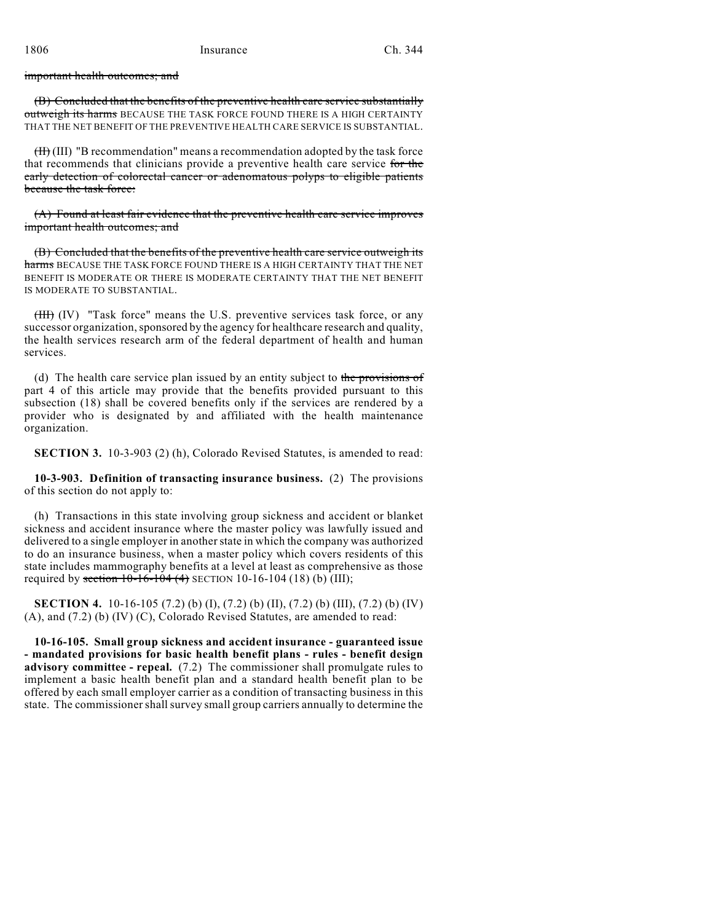important health outcomes; and

(B) Concluded that the benefits of the preventive health care service substantially outweigh its harms BECAUSE THE TASK FORCE FOUND THERE IS A HIGH CERTAINTY THAT THE NET BENEFIT OF THE PREVENTIVE HEALTH CARE SERVICE IS SUBSTANTIAL.

(II) (III) "B recommendation" means a recommendation adopted by the task force that recommends that clinicians provide a preventive health care service for the early detection of colorectal cancer or adenomatous polyps to eligible patients because the task force:

(A) Found at least fair evidence that the preventive health care service improves important health outcomes; and

(B) Concluded that the benefits of the preventive health care service outweigh its harms BECAUSE THE TASK FORCE FOUND THERE IS A HIGH CERTAINTY THAT THE NET BENEFIT IS MODERATE OR THERE IS MODERATE CERTAINTY THAT THE NET BENEFIT IS MODERATE TO SUBSTANTIAL.

(III) (IV) "Task force" means the U.S. preventive services task force, or any successor organization, sponsored by the agency for healthcare research and quality, the health services research arm of the federal department of health and human services.

(d) The health care service plan issued by an entity subject to the provisions of part 4 of this article may provide that the benefits provided pursuant to this subsection (18) shall be covered benefits only if the services are rendered by a provider who is designated by and affiliated with the health maintenance organization.

**SECTION 3.** 10-3-903 (2) (h), Colorado Revised Statutes, is amended to read:

**10-3-903. Definition of transacting insurance business.** (2) The provisions of this section do not apply to:

(h) Transactions in this state involving group sickness and accident or blanket sickness and accident insurance where the master policy was lawfully issued and delivered to a single employer in another state in which the company was authorized to do an insurance business, when a master policy which covers residents of this state includes mammography benefits at a level at least as comprehensive as those required by section 10-16-104 (4) SECTION 10-16-104 (18) (b) (III);

**SECTION 4.** 10-16-105 (7.2) (b) (I), (7.2) (b) (II), (7.2) (b) (III), (7.2) (b) (IV) (A), and (7.2) (b) (IV) (C), Colorado Revised Statutes, are amended to read:

**10-16-105. Small group sickness and accident insurance - guaranteed issue - mandated provisions for basic health benefit plans - rules - benefit design advisory committee - repeal.** (7.2) The commissioner shall promulgate rules to implement a basic health benefit plan and a standard health benefit plan to be offered by each small employer carrier as a condition of transacting business in this state. The commissioner shall survey small group carriers annually to determine the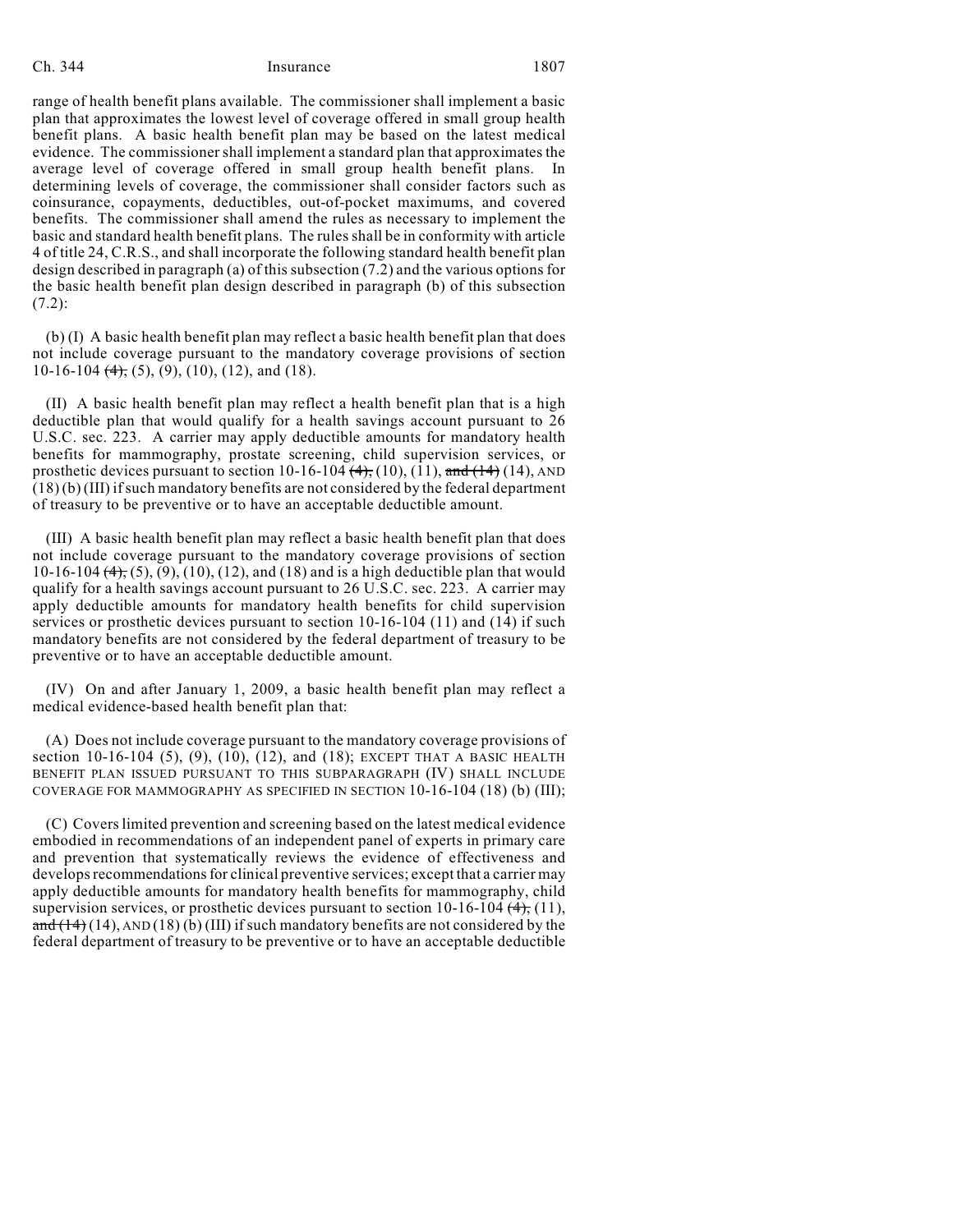range of health benefit plans available. The commissioner shall implement a basic plan that approximates the lowest level of coverage offered in small group health benefit plans. A basic health benefit plan may be based on the latest medical evidence. The commissioner shall implement a standard plan that approximates the average level of coverage offered in small group health benefit plans. In determining levels of coverage, the commissioner shall consider factors such as coinsurance, copayments, deductibles, out-of-pocket maximums, and covered benefits. The commissioner shall amend the rules as necessary to implement the basic and standard health benefit plans. The rules shall be in conformity with article 4 of title 24, C.R.S., and shall incorporate the following standard health benefit plan design described in paragraph (a) of this subsection (7.2) and the various options for the basic health benefit plan design described in paragraph (b) of this subsection (7.2):

(b) (I) A basic health benefit plan may reflect a basic health benefit plan that does not include coverage pursuant to the mandatory coverage provisions of section 10-16-104 ~~(4),~~ (5), (9), (10), (12), and (18).

(II) A basic health benefit plan may reflect a health benefit plan that is a high deductible plan that would qualify for a health savings account pursuant to 26 U.S.C. sec. 223. A carrier may apply deductible amounts for mandatory health benefits for mammography, prostate screening, child supervision services, or prosthetic devices pursuant to section 10-16-104 ~~(4),~~ (10), (11), ~~and (14)~~ (14), AND (18) (b) (III) if such mandatory benefits are not considered by the federal department of treasury to be preventive or to have an acceptable deductible amount.

(III) A basic health benefit plan may reflect a basic health benefit plan that does not include coverage pursuant to the mandatory coverage provisions of section 10-16-104 ~~(4),~~ (5), (9), (10), (12), and (18) and is a high deductible plan that would qualify for a health savings account pursuant to 26 U.S.C. sec. 223. A carrier may apply deductible amounts for mandatory health benefits for child supervision services or prosthetic devices pursuant to section 10-16-104 (11) and (14) if such mandatory benefits are not considered by the federal department of treasury to be preventive or to have an acceptable deductible amount.

(IV) On and after January 1, 2009, a basic health benefit plan may reflect a medical evidence-based health benefit plan that:

(A) Does not include coverage pursuant to the mandatory coverage provisions of section 10-16-104 (5), (9), (10), (12), and (18); EXCEPT THAT A BASIC HEALTH BENEFIT PLAN ISSUED PURSUANT TO THIS SUBPARAGRAPH (IV) SHALL INCLUDE COVERAGE FOR MAMMOGRAPHY AS SPECIFIED IN SECTION 10-16-104 (18) (b) (III);

(C) Covers limited prevention and screening based on the latest medical evidence embodied in recommendations of an independent panel of experts in primary care and prevention that systematically reviews the evidence of effectiveness and develops recommendations for clinical preventive services; except that a carrier may apply deductible amounts for mandatory health benefits for mammography, child supervision services, or prosthetic devices pursuant to section 10-16-104 ~~(4),~~ (11), ~~and (14)~~ (14), AND (18) (b) (III) if such mandatory benefits are not considered by the federal department of treasury to be preventive or to have an acceptable deductible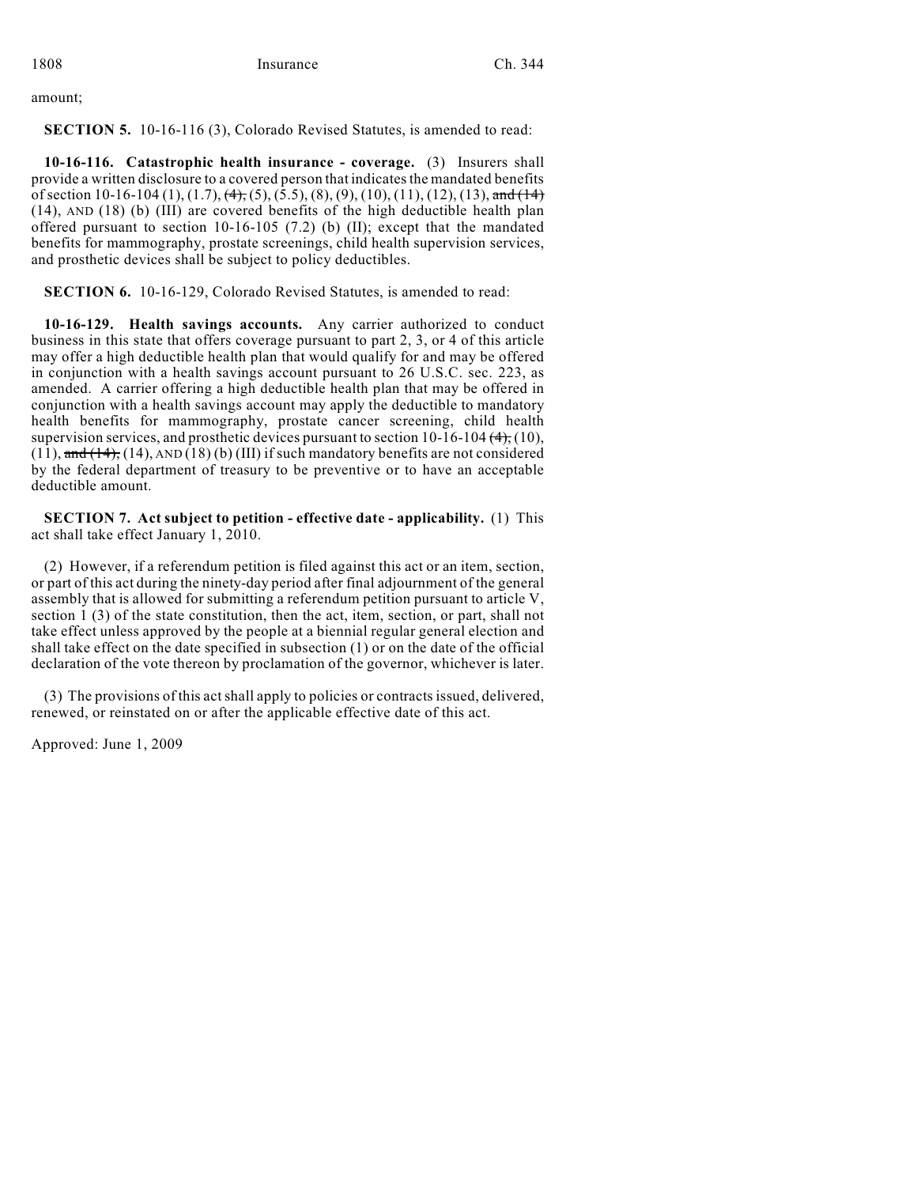amount;

**SECTION 5.** 10-16-116 (3), Colorado Revised Statutes, is amended to read:

**10-16-116. Catastrophic health insurance - coverage.** (3) Insurers shall provide a written disclosure to a covered person that indicates the mandated benefits of section 10-16-104 (1), (1.7), ~~(4),~~ (5), (5.5), (8), (9), (10), (11), (12), (13), ~~and (14)~~ (14), AND (18) (b) (III) are covered benefits of the high deductible health plan offered pursuant to section 10-16-105 (7.2) (b) (II); except that the mandated benefits for mammography, prostate screenings, child health supervision services, and prosthetic devices shall be subject to policy deductibles.

**SECTION 6.** 10-16-129, Colorado Revised Statutes, is amended to read:

**10-16-129. Health savings accounts.** Any carrier authorized to conduct business in this state that offers coverage pursuant to part 2, 3, or 4 of this article may offer a high deductible health plan that would qualify for and may be offered in conjunction with a health savings account pursuant to 26 U.S.C. sec. 223, as amended. A carrier offering a high deductible health plan that may be offered in conjunction with a health savings account may apply the deductible to mandatory health benefits for mammography, prostate cancer screening, child health supervision services, and prosthetic devices pursuant to section 10-16-104 ~~(4),~~ (10), (11), ~~and (14),~~ (14), AND (18) (b) (III) if such mandatory benefits are not considered by the federal department of treasury to be preventive or to have an acceptable deductible amount.

**SECTION 7. Act subject to petition - effective date - applicability.** (1) This act shall take effect January 1, 2010.

(2) However, if a referendum petition is filed against this act or an item, section, or part of this act during the ninety-day period after final adjournment of the general assembly that is allowed for submitting a referendum petition pursuant to article V, section 1 (3) of the state constitution, then the act, item, section, or part, shall not take effect unless approved by the people at a biennial regular general election and shall take effect on the date specified in subsection (1) or on the date of the official declaration of the vote thereon by proclamation of the governor, whichever is later.

(3) The provisions of this act shall apply to policies or contracts issued, delivered, renewed, or reinstated on or after the applicable effective date of this act.

Approved: June 1, 2009